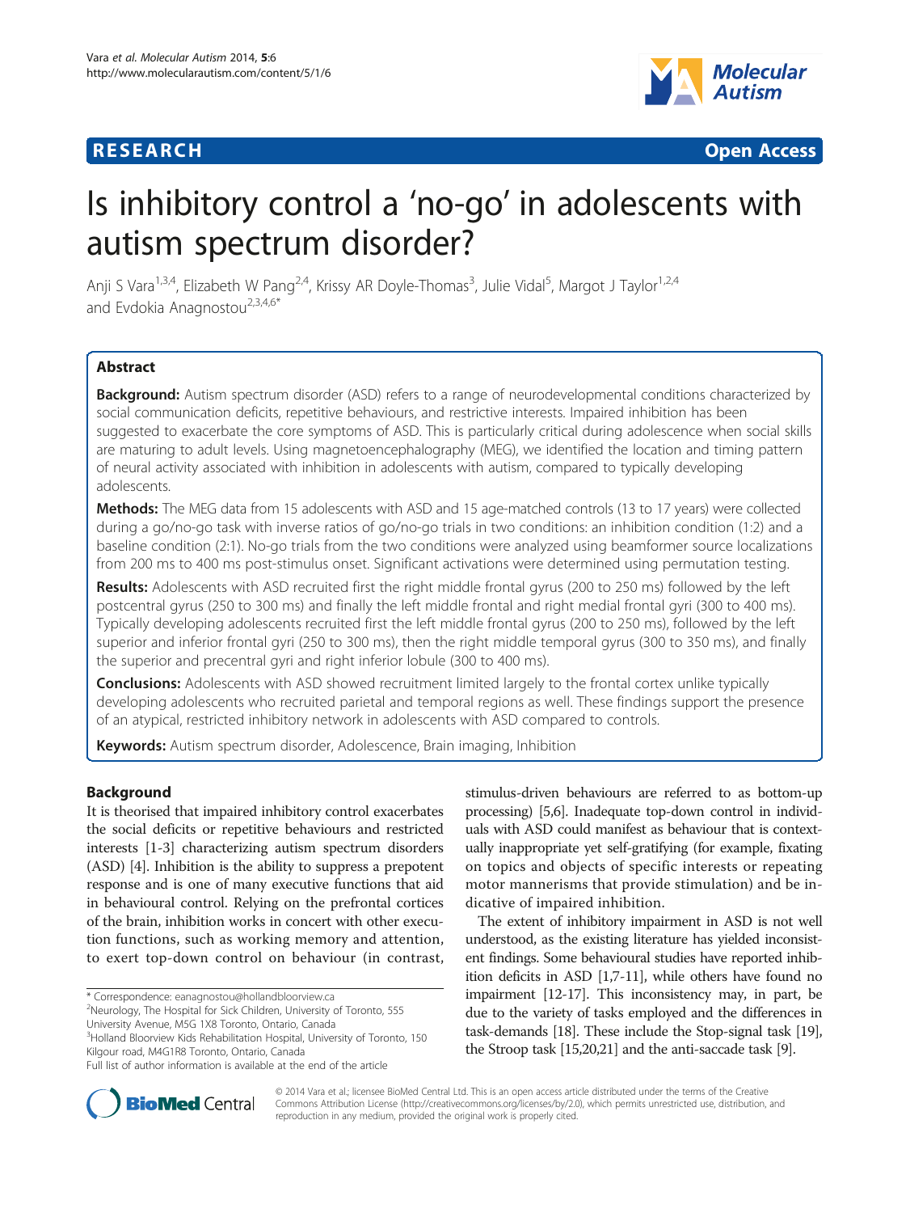**RESEARCH** **Open Access**

# Is inhibitory control a 'no-go' in adolescents with autism spectrum disorder?

Anji S Vara[1,3,4], Elizabeth W Pang[2,4], Krissy AR Doyle-Thomas[3], Julie Vidal[5], Margot J Taylor[1,2,4] and Evdokia Anagnostou[2,3,4,6*]

## Abstract

**Background:** Autism spectrum disorder (ASD) refers to a range of neurodevelopmental conditions characterized by social communication deficits, repetitive behaviours, and restrictive interests. Impaired inhibition has been suggested to exacerbate the core symptoms of ASD. This is particularly critical during adolescence when social skills are maturing to adult levels. Using magnetoencephalography (MEG), we identified the location and timing pattern of neural activity associated with inhibition in adolescents with autism, compared to typically developing adolescents.

**Methods:** The MEG data from 15 adolescents with ASD and 15 age-matched controls (13 to 17 years) were collected during a go/no-go task with inverse ratios of go/no-go trials in two conditions: an inhibition condition (1:2) and a baseline condition (2:1). No-go trials from the two conditions were analyzed using beamformer source localizations from 200 ms to 400 ms post-stimulus onset. Significant activations were determined using permutation testing.

**Results:** Adolescents with ASD recruited first the right middle frontal gyrus (200 to 250 ms) followed by the left postcentral gyrus (250 to 300 ms) and finally the left middle frontal and right medial frontal gyri (300 to 400 ms). Typically developing adolescents recruited first the left middle frontal gyrus (200 to 250 ms), followed by the left superior and inferior frontal gyri (250 to 300 ms), then the right middle temporal gyrus (300 to 350 ms), and finally the superior and precentral gyri and right inferior lobule (300 to 400 ms).

**Conclusions:** Adolescents with ASD showed recruitment limited largely to the frontal cortex unlike typically developing adolescents who recruited parietal and temporal regions as well. These findings support the presence of an atypical, restricted inhibitory network in adolescents with ASD compared to controls.

**Keywords:** Autism spectrum disorder, Adolescence, Brain imaging, Inhibition

## Background

It is theorised that impaired inhibitory control exacerbates the social deficits or repetitive behaviours and restricted interests [1-3] characterizing autism spectrum disorders (ASD) [4]. Inhibition is the ability to suppress a prepotent response and is one of many executive functions that aid in behavioural control. Relying on the prefrontal cortices of the brain, inhibition works in concert with other execution functions, such as working memory and attention, to exert top-down control on behaviour (in contrast, stimulus-driven behaviours are referred to as bottom-up processing) [5,6]. Inadequate top-down control in individuals with ASD could manifest as behaviour that is contextually inappropriate yet self-gratifying (for example, fixating on topics and objects of specific interests or repeating motor mannerisms that provide stimulation) and be indicative of impaired inhibition.

The extent of inhibitory impairment in ASD is not well understood, as the existing literature has yielded inconsistent findings. Some behavioural studies have reported inhibition deficits in ASD [1,7-11], while others have found no impairment [12-17]. This inconsistency may, in part, be due to the variety of tasks employed and the differences in task-demands [18]. These include the Stop-signal task [19], the Stroop task [15,20,21] and the anti-saccade task [9].

* Correspondence: eanagnostou@hollandbloorview.ca
[2]Neurology, The Hospital for Sick Children, University of Toronto, 555 University Avenue, M5G 1X8 Toronto, Ontario, Canada
[3]Holland Bloorview Kids Rehabilitation Hospital, University of Toronto, 150 Kilgour road, M4G1R8 Toronto, Ontario, Canada
Full list of author information is available at the end of the article

© 2014 Vara et al.; licensee BioMed Central Ltd. This is an open access article distributed under the terms of the Creative Commons Attribution License (http://creativecommons.org/licenses/by/2.0), which permits unrestricted use, distribution, and reproduction in any medium, provided the original work is properly cited.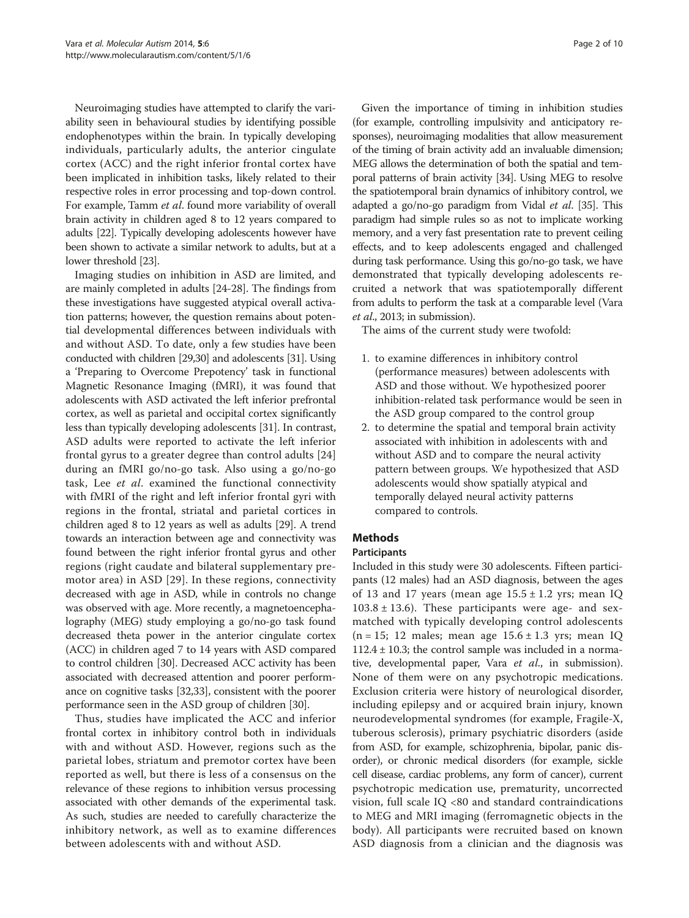Neuroimaging studies have attempted to clarify the variability seen in behavioural studies by identifying possible endophenotypes within the brain. In typically developing individuals, particularly adults, the anterior cingulate cortex (ACC) and the right inferior frontal cortex have been implicated in inhibition tasks, likely related to their respective roles in error processing and top-down control. For example, Tamm *et al*. found more variability of overall brain activity in children aged 8 to 12 years compared to adults [22]. Typically developing adolescents however have been shown to activate a similar network to adults, but at a lower threshold [23].

Imaging studies on inhibition in ASD are limited, and are mainly completed in adults [24-28]. The findings from these investigations have suggested atypical overall activation patterns; however, the question remains about potential developmental differences between individuals with and without ASD. To date, only a few studies have been conducted with children [29,30] and adolescents [31]. Using a 'Preparing to Overcome Prepotency' task in functional Magnetic Resonance Imaging (fMRI), it was found that adolescents with ASD activated the left inferior prefrontal cortex, as well as parietal and occipital cortex significantly less than typically developing adolescents [31]. In contrast, ASD adults were reported to activate the left inferior frontal gyrus to a greater degree than control adults [24] during an fMRI go/no-go task. Also using a go/no-go task, Lee *et al*. examined the functional connectivity with fMRI of the right and left inferior frontal gyri with regions in the frontal, striatal and parietal cortices in children aged 8 to 12 years as well as adults [29]. A trend towards an interaction between age and connectivity was found between the right inferior frontal gyrus and other regions (right caudate and bilateral supplementary premotor area) in ASD [29]. In these regions, connectivity decreased with age in ASD, while in controls no change was observed with age. More recently, a magnetoencephalography (MEG) study employing a go/no-go task found decreased theta power in the anterior cingulate cortex (ACC) in children aged 7 to 14 years with ASD compared to control children [30]. Decreased ACC activity has been associated with decreased attention and poorer performance on cognitive tasks [32,33], consistent with the poorer performance seen in the ASD group of children [30].

Thus, studies have implicated the ACC and inferior frontal cortex in inhibitory control both in individuals with and without ASD. However, regions such as the parietal lobes, striatum and premotor cortex have been reported as well, but there is less of a consensus on the relevance of these regions to inhibition versus processing associated with other demands of the experimental task. As such, studies are needed to carefully characterize the inhibitory network, as well as to examine differences between adolescents with and without ASD.

Given the importance of timing in inhibition studies (for example, controlling impulsivity and anticipatory responses), neuroimaging modalities that allow measurement of the timing of brain activity add an invaluable dimension; MEG allows the determination of both the spatial and temporal patterns of brain activity [34]. Using MEG to resolve the spatiotemporal brain dynamics of inhibitory control, we adapted a go/no-go paradigm from Vidal *et al*. [35]. This paradigm had simple rules so as not to implicate working memory, and a very fast presentation rate to prevent ceiling effects, and to keep adolescents engaged and challenged during task performance. Using this go/no-go task, we have demonstrated that typically developing adolescents recruited a network that was spatiotemporally different from adults to perform the task at a comparable level (Vara *et al*., 2013; in submission).

The aims of the current study were twofold:

1. to examine differences in inhibitory control (performance measures) between adolescents with ASD and those without. We hypothesized poorer inhibition-related task performance would be seen in the ASD group compared to the control group
2. to determine the spatial and temporal brain activity associated with inhibition in adolescents with and without ASD and to compare the neural activity pattern between groups. We hypothesized that ASD adolescents would show spatially atypical and temporally delayed neural activity patterns compared to controls.

## Methods

### Participants

Included in this study were 30 adolescents. Fifteen participants (12 males) had an ASD diagnosis, between the ages of 13 and 17 years (mean age 15.5 ± 1.2 yrs; mean IQ 103.8 ± 13.6). These participants were age- and sex-matched with typically developing control adolescents (n = 15; 12 males; mean age 15.6 ± 1.3 yrs; mean IQ 112.4 ± 10.3; the control sample was included in a normative, developmental paper, Vara *et al*., in submission). None of them were on any psychotropic medications. Exclusion criteria were history of neurological disorder, including epilepsy and or acquired brain injury, known neurodevelopmental syndromes (for example, Fragile-X, tuberous sclerosis), primary psychiatric disorders (aside from ASD, for example, schizophrenia, bipolar, panic disorder), or chronic medical disorders (for example, sickle cell disease, cardiac problems, any form of cancer), current psychotropic medication use, prematurity, uncorrected vision, full scale IQ <80 and standard contraindications to MEG and MRI imaging (ferromagnetic objects in the body). All participants were recruited based on known ASD diagnosis from a clinician and the diagnosis was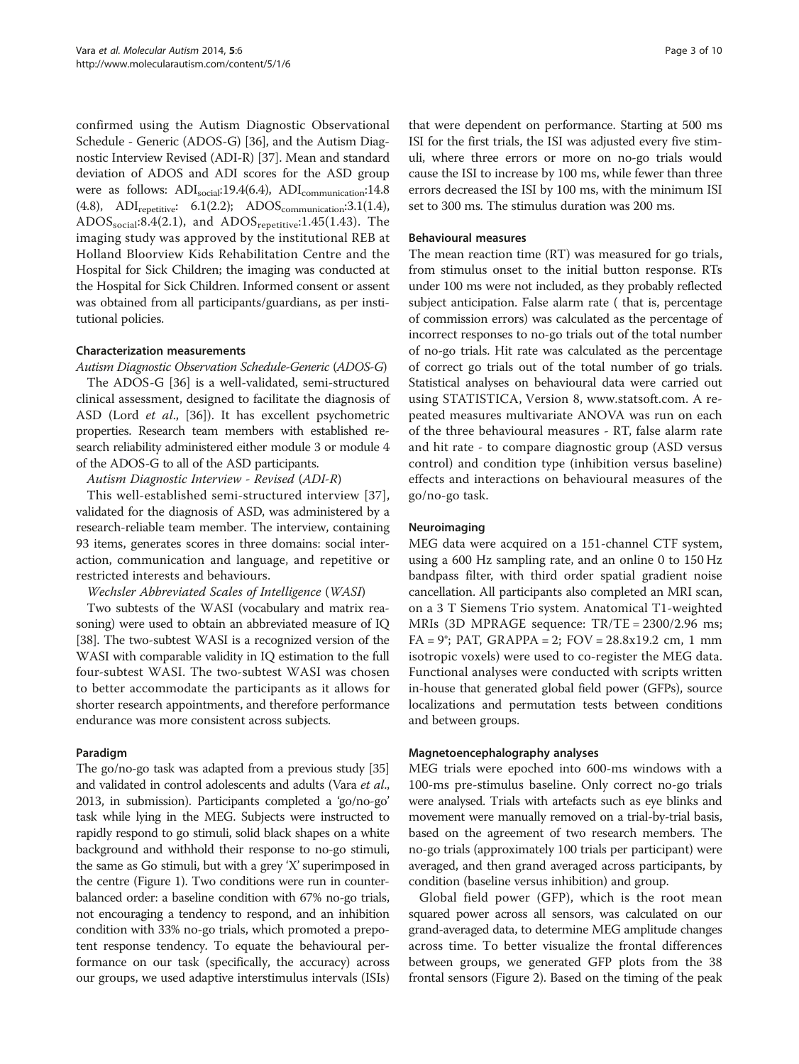confirmed using the Autism Diagnostic Observational Schedule - Generic (ADOS-G) [36], and the Autism Diagnostic Interview Revised (ADI-R) [37]. Mean and standard deviation of ADOS and ADI scores for the ASD group were as follows: $ADI_{social}$:19.4(6.4), $ADI_{communication}$:14.8 (4.8), $ADI_{repetitive}$: 6.1(2.2); $ADOS_{communication}$:3.1(1.4), $ADOS_{social}$:8.4(2.1), and $ADOS_{repetitive}$:1.45(1.43). The imaging study was approved by the institutional REB at Holland Bloorview Kids Rehabilitation Centre and the Hospital for Sick Children; the imaging was conducted at the Hospital for Sick Children. Informed consent or assent was obtained from all participants/guardians, as per institutional policies.

### Characterization measurements

*Autism Diagnostic Observation Schedule-Generic* (*ADOS-G*)

The ADOS-G [36] is a well-validated, semi-structured clinical assessment, designed to facilitate the diagnosis of ASD (Lord *et al*., [36]). It has excellent psychometric properties. Research team members with established research reliability administered either module 3 or module 4 of the ADOS-G to all of the ASD participants.

*Autism Diagnostic Interview - Revised* (*ADI-R*)

This well-established semi-structured interview [37], validated for the diagnosis of ASD, was administered by a research-reliable team member. The interview, containing 93 items, generates scores in three domains: social interaction, communication and language, and repetitive or restricted interests and behaviours.

*Wechsler Abbreviated Scales of Intelligence* (*WASI*)

Two subtests of the WASI (vocabulary and matrix reasoning) were used to obtain an abbreviated measure of IQ [38]. The two-subtest WASI is a recognized version of the WASI with comparable validity in IQ estimation to the full four-subtest WASI. The two-subtest WASI was chosen to better accommodate the participants as it allows for shorter research appointments, and therefore performance endurance was more consistent across subjects.

### Paradigm

The go/no-go task was adapted from a previous study [35] and validated in control adolescents and adults (Vara *et al*., 2013, in submission). Participants completed a 'go/no-go' task while lying in the MEG. Subjects were instructed to rapidly respond to go stimuli, solid black shapes on a white background and withhold their response to no-go stimuli, the same as Go stimuli, but with a grey 'X' superimposed in the centre (Figure 1). Two conditions were run in counterbalanced order: a baseline condition with 67% no-go trials, not encouraging a tendency to respond, and an inhibition condition with 33% no-go trials, which promoted a prepotent response tendency. To equate the behavioural performance on our task (specifically, the accuracy) across our groups, we used adaptive interstimulus intervals (ISIs) that were dependent on performance. Starting at 500 ms ISI for the first trials, the ISI was adjusted every five stimuli, where three errors or more on no-go trials would cause the ISI to increase by 100 ms, while fewer than three errors decreased the ISI by 100 ms, with the minimum ISI set to 300 ms. The stimulus duration was 200 ms.

### Behavioural measures

The mean reaction time (RT) was measured for go trials, from stimulus onset to the initial button response. RTs under 100 ms were not included, as they probably reflected subject anticipation. False alarm rate ( that is, percentage of commission errors) was calculated as the percentage of incorrect responses to no-go trials out of the total number of no-go trials. Hit rate was calculated as the percentage of correct go trials out of the total number of go trials. Statistical analyses on behavioural data were carried out using STATISTICA, Version 8, www.statsoft.com. A repeated measures multivariate ANOVA was run on each of the three behavioural measures - RT, false alarm rate and hit rate - to compare diagnostic group (ASD versus control) and condition type (inhibition versus baseline) effects and interactions on behavioural measures of the go/no-go task.

### Neuroimaging

MEG data were acquired on a 151-channel CTF system, using a 600 Hz sampling rate, and an online 0 to 150 Hz bandpass filter, with third order spatial gradient noise cancellation. All participants also completed an MRI scan, on a 3 T Siemens Trio system. Anatomical T1-weighted MRIs (3D MPRAGE sequence: TR/TE = 2300/2.96 ms; FA = 9°; PAT, GRAPPA = 2; FOV = 28.8x19.2 cm, 1 mm isotropic voxels) were used to co-register the MEG data. Functional analyses were conducted with scripts written in-house that generated global field power (GFPs), source localizations and permutation tests between conditions and between groups.

### Magnetoencephalography analyses

MEG trials were epoched into 600-ms windows with a 100-ms pre-stimulus baseline. Only correct no-go trials were analysed. Trials with artefacts such as eye blinks and movement were manually removed on a trial-by-trial basis, based on the agreement of two research members. The no-go trials (approximately 100 trials per participant) were averaged, and then grand averaged across participants, by condition (baseline versus inhibition) and group.

Global field power (GFP), which is the root mean squared power across all sensors, was calculated on our grand-averaged data, to determine MEG amplitude changes across time. To better visualize the frontal differences between groups, we generated GFP plots from the 38 frontal sensors (Figure 2). Based on the timing of the peak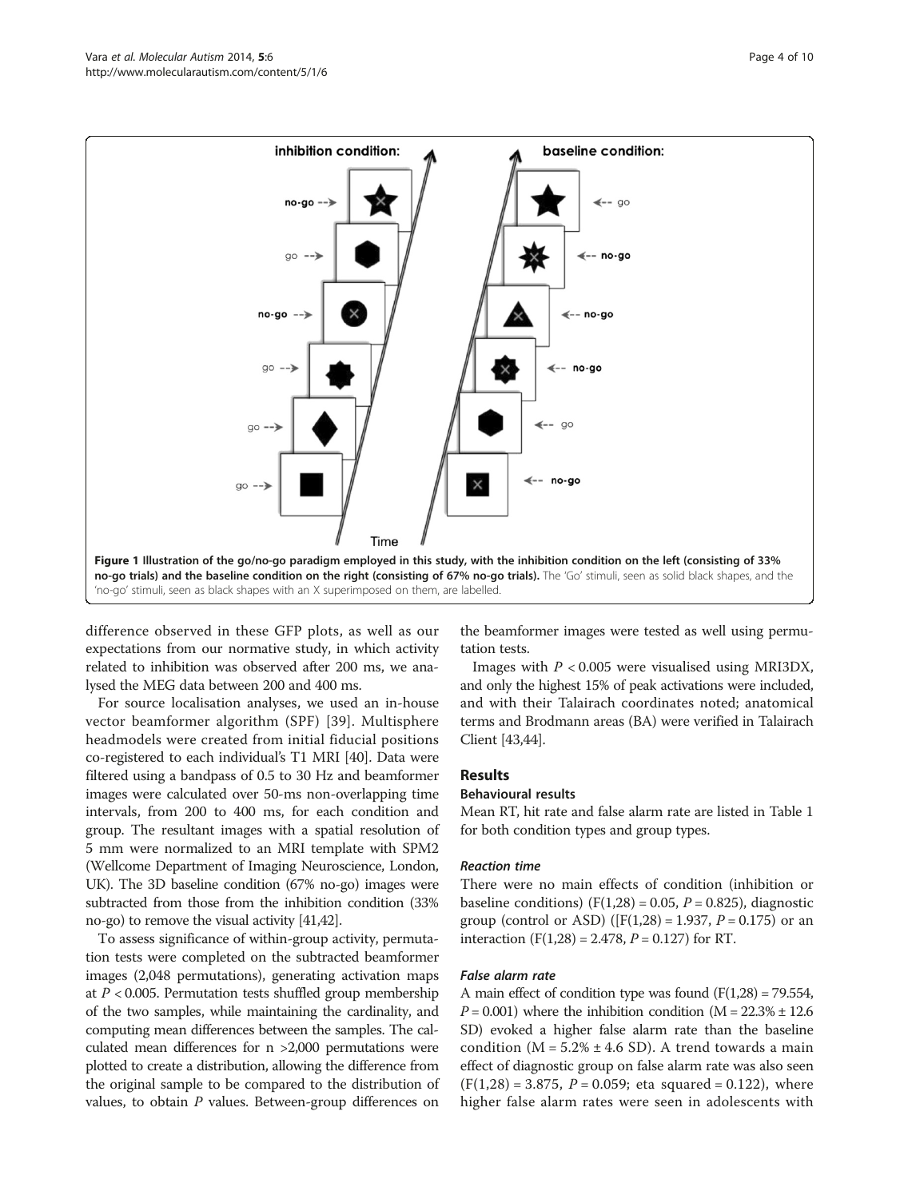**Figure 1 Illustration of the go/no-go paradigm employed in this study, with the inhibition condition on the left (consisting of 33% no-go trials) and the baseline condition on the right (consisting of 67% no-go trials).** The 'Go' stimuli, seen as solid black shapes, and the 'no-go' stimuli, seen as black shapes with an X superimposed on them, are labelled.

difference observed in these GFP plots, as well as our expectations from our normative study, in which activity related to inhibition was observed after 200 ms, we analysed the MEG data between 200 and 400 ms.

For source localisation analyses, we used an in-house vector beamformer algorithm (SPF) [39]. Multisphere headmodels were created from initial fiducial positions co-registered to each individual's T1 MRI [40]. Data were filtered using a bandpass of 0.5 to 30 Hz and beamformer images were calculated over 50-ms non-overlapping time intervals, from 200 to 400 ms, for each condition and group. The resultant images with a spatial resolution of 5 mm were normalized to an MRI template with SPM2 (Wellcome Department of Imaging Neuroscience, London, UK). The 3D baseline condition (67% no-go) images were subtracted from those from the inhibition condition (33% no-go) to remove the visual activity [41,42].

To assess significance of within-group activity, permutation tests were completed on the subtracted beamformer images (2,048 permutations), generating activation maps at $P < 0.005$. Permutation tests shuffled group membership of the two samples, while maintaining the cardinality, and computing mean differences between the samples. The calculated mean differences for n >2,000 permutations were plotted to create a distribution, allowing the difference from the original sample to be compared to the distribution of values, to obtain $P$ values. Between-group differences on the beamformer images were tested as well using permutation tests.

Images with $P < 0.005$ were visualised using MRI3DX, and only the highest 15% of peak activations were included, and with their Talairach coordinates noted; anatomical terms and Brodmann areas (BA) were verified in Talairach Client [43,44].

## Results

### Behavioural results

Mean RT, hit rate and false alarm rate are listed in Table 1 for both condition types and group types.

#### *Reaction time*

There were no main effects of condition (inhibition or baseline conditions) ($F(1,28) = 0.05$, $P = 0.825$), diagnostic group (control or ASD) ([$F(1,28) = 1.937$, $P = 0.175$) or an interaction ($F(1,28) = 2.478$, $P = 0.127$) for RT.

#### *False alarm rate*

A main effect of condition type was found ($F(1,28) = 79.554$, $P = 0.001$) where the inhibition condition (M = 22.3% ± 12.6 SD) evoked a higher false alarm rate than the baseline condition (M = 5.2% ± 4.6 SD). A trend towards a main effect of diagnostic group on false alarm rate was also seen ($F(1,28) = 3.875$, $P = 0.059$; eta squared = 0.122), where higher false alarm rates were seen in adolescents with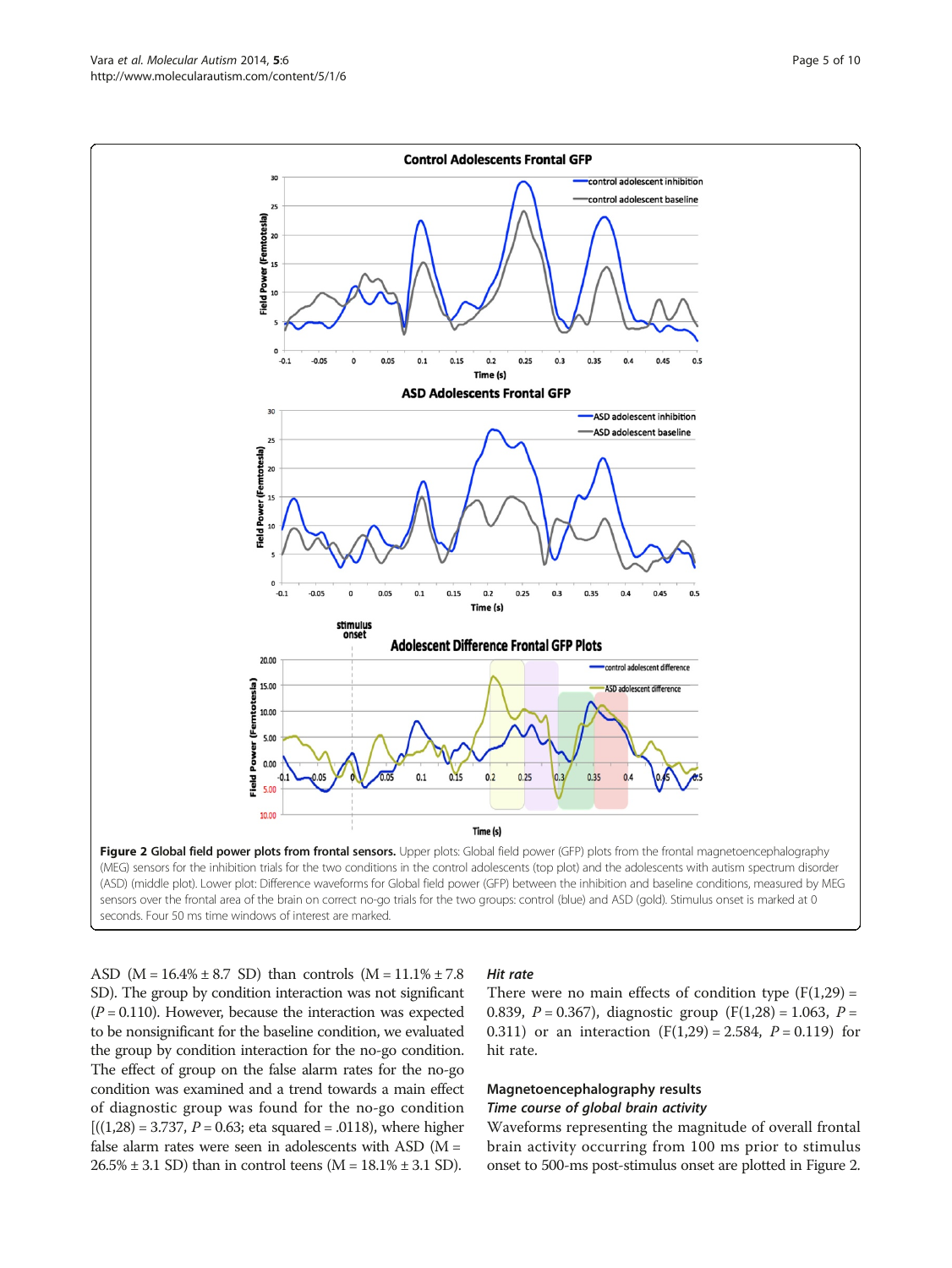**Figure 2 Global field power plots from frontal sensors.** Upper plots: Global field power (GFP) plots from the frontal magnetoencephalography (MEG) sensors for the inhibition trials for the two conditions in the control adolescents (top plot) and the adolescents with autism spectrum disorder (ASD) (middle plot). Lower plot: Difference waveforms for Global field power (GFP) between the inhibition and baseline conditions, measured by MEG sensors over the frontal area of the brain on correct no-go trials for the two groups: control (blue) and ASD (gold). Stimulus onset is marked at 0 seconds. Four 50 ms time windows of interest are marked.

ASD (M = 16.4% ± 8.7 SD) than controls (M = 11.1% ± 7.8 SD). The group by condition interaction was not significant ($P = 0.110$). However, because the interaction was expected to be nonsignificant for the baseline condition, we evaluated the group by condition interaction for the no-go condition. The effect of group on the false alarm rates for the no-go condition was examined and a trend towards a main effect of diagnostic group was found for the no-go condition [((1,28) = 3.737, $P = 0.63$; eta squared = .0118), where higher false alarm rates were seen in adolescents with ASD (M = 26.5% ± 3.1 SD) than in control teens (M = 18.1% ± 3.1 SD).

### *Hit rate*

There were no main effects of condition type ($F(1,29) = 0.839$, $P = 0.367$), diagnostic group ($F(1,28) = 1.063$, $P = 0.311$) or an interaction ($F(1,29) = 2.584$, $P = 0.119$) for hit rate.

## Magnetoencephalography results

### *Time course of global brain activity*

Waveforms representing the magnitude of overall frontal brain activity occurring from 100 ms prior to stimulus onset to 500-ms post-stimulus onset are plotted in Figure 2.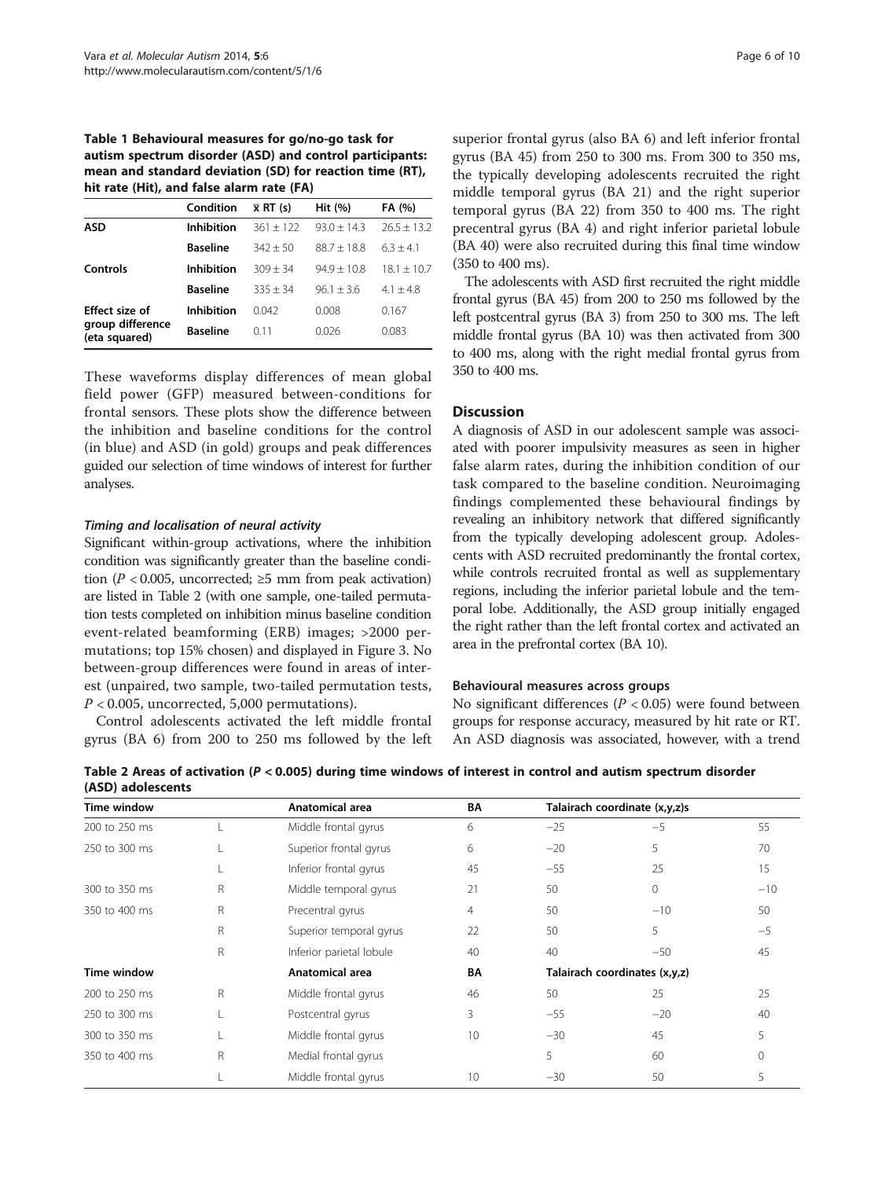**Table 1 Behavioural measures for go/no-go task for autism spectrum disorder (ASD) and control participants: mean and standard deviation (SD) for reaction time (RT), hit rate (Hit), and false alarm rate (FA)**

| | Condition | $\bar{x}$ RT (s) | Hit (%) | FA (%) |
|---|---|---|---|---|
| **ASD** | **Inhibition** | 361 ± 122 | 93.0 ± 14.3 | 26.5 ± 13.2 |
| | **Baseline** | 342 ± 50 | 88.7 ± 18.8 | 6.3 ± 4.1 |
| **Controls** | **Inhibition** | 309 ± 34 | 94.9 ± 10.8 | 18.1 ± 10.7 |
| | **Baseline** | 335 ± 34 | 96.1 ± 3.6 | 4.1 ± 4.8 |
| **Effect size of group difference (eta squared)** | **Inhibition** | 0.042 | 0.008 | 0.167 |
| | **Baseline** | 0.11 | 0.026 | 0.083 |

These waveforms display differences of mean global field power (GFP) measured between-conditions for frontal sensors. These plots show the difference between the inhibition and baseline conditions for the control (in blue) and ASD (in gold) groups and peak differences guided our selection of time windows of interest for further analyses.

#### *Timing and localisation of neural activity*

Significant within-group activations, where the inhibition condition was significantly greater than the baseline condition ($P < 0.005$, uncorrected; ≥5 mm from peak activation) are listed in Table 2 (with one sample, one-tailed permutation tests completed on inhibition minus baseline condition event-related beamforming (ERB) images; >2000 permutations; top 15% chosen) and displayed in Figure 3. No between-group differences were found in areas of interest (unpaired, two sample, two-tailed permutation tests, $P < 0.005$, uncorrected, 5,000 permutations).

Control adolescents activated the left middle frontal gyrus (BA 6) from 200 to 250 ms followed by the left superior frontal gyrus (also BA 6) and left inferior frontal gyrus (BA 45) from 250 to 300 ms. From 300 to 350 ms, the typically developing adolescents recruited the right middle temporal gyrus (BA 21) and the right superior temporal gyrus (BA 22) from 350 to 400 ms. The right precentral gyrus (BA 4) and right inferior parietal lobule (BA 40) were also recruited during this final time window (350 to 400 ms).

The adolescents with ASD first recruited the right middle frontal gyrus (BA 45) from 200 to 250 ms followed by the left postcentral gyrus (BA 3) from 250 to 300 ms. The left middle frontal gyrus (BA 10) was then activated from 300 to 400 ms, along with the right medial frontal gyrus from 350 to 400 ms.

## Discussion

A diagnosis of ASD in our adolescent sample was associated with poorer impulsivity measures as seen in higher false alarm rates, during the inhibition condition of our task compared to the baseline condition. Neuroimaging findings complemented these behavioural findings by revealing an inhibitory network that differed significantly from the typically developing adolescent group. Adolescents with ASD recruited predominantly the frontal cortex, while controls recruited frontal as well as supplementary regions, including the inferior parietal lobule and the temporal lobe. Additionally, the ASD group initially engaged the right rather than the left frontal cortex and activated an area in the prefrontal cortex (BA 10).

### Behavioural measures across groups

No significant differences ($P < 0.05$) were found between groups for response accuracy, measured by hit rate or RT. An ASD diagnosis was associated, however, with a trend

**Table 2 Areas of activation ($P < 0.005$) during time windows of interest in control and autism spectrum disorder (ASD) adolescents**

| Time window | | Anatomical area | BA | Talairach coordinate (x,y,z)s | | |
|---|---|---|---|---|---|---|
| 200 to 250 ms | L | Middle frontal gyrus | 6 | −25 | −5 | 55 |
| 250 to 300 ms | L | Superior frontal gyrus | 6 | −20 | 5 | 70 |
| | L | Inferior frontal gyrus | 45 | −55 | 25 | 15 |
| 300 to 350 ms | R | Middle temporal gyrus | 21 | 50 | 0 | −10 |
| 350 to 400 ms | R | Precentral gyrus | 4 | 50 | −10 | 50 |
| | R | Superior temporal gyrus | 22 | 50 | 5 | −5 |
| | R | Inferior parietal lobule | 40 | 40 | −50 | 45 |
| **Time window** | | **Anatomical area** | **BA** | **Talairach coordinates (x,y,z)** | | |
| 200 to 250 ms | R | Middle frontal gyrus | 46 | 50 | 25 | 25 |
| 250 to 300 ms | L | Postcentral gyrus | 3 | −55 | −20 | 40 |
| 300 to 350 ms | L | Middle frontal gyrus | 10 | −30 | 45 | 5 |
| 350 to 400 ms | R | Medial frontal gyrus | | 5 | 60 | 0 |
| | L | Middle frontal gyrus | 10 | −30 | 50 | 5 |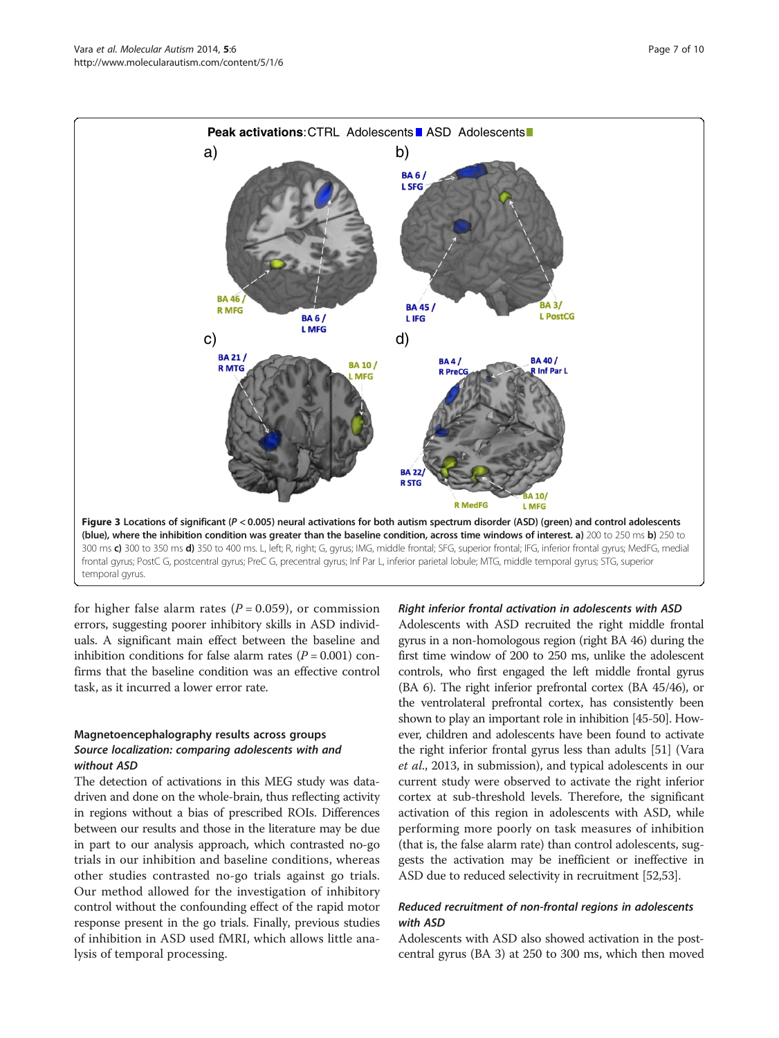**Figure 3 Locations of significant (*P* < 0.005) neural activations for both autism spectrum disorder (ASD) (green) and control adolescents (blue), where the inhibition condition was greater than the baseline condition, across time windows of interest. a)** 200 to 250 ms **b)** 250 to 300 ms **c)** 300 to 350 ms **d)** 350 to 400 ms. L, left; R, right; G, gyrus; lMG, middle frontal; SFG, superior frontal; IFG, inferior frontal gyrus; MedFG, medial frontal gyrus; PostC G, postcentral gyrus; PreC G, precentral gyrus; Inf Par L, inferior parietal lobule; MTG, middle temporal gyrus; STG, superior temporal gyrus.

for higher false alarm rates (*P* = 0.059), or commission errors, suggesting poorer inhibitory skills in ASD individuals. A significant main effect between the baseline and inhibition conditions for false alarm rates (*P* = 0.001) confirms that the baseline condition was an effective control task, as it incurred a lower error rate.

### Magnetoencephalography results across groups

#### *Source localization: comparing adolescents with and without ASD*

The detection of activations in this MEG study was data-driven and done on the whole-brain, thus reflecting activity in regions without a bias of prescribed ROIs. Differences between our results and those in the literature may be due in part to our analysis approach, which contrasted no-go trials in our inhibition and baseline conditions, whereas other studies contrasted no-go trials against go trials. Our method allowed for the investigation of inhibitory control without the confounding effect of the rapid motor response present in the go trials. Finally, previous studies of inhibition in ASD used fMRI, which allows little analysis of temporal processing.

#### *Right inferior frontal activation in adolescents with ASD*

Adolescents with ASD recruited the right middle frontal gyrus in a non-homologous region (right BA 46) during the first time window of 200 to 250 ms, unlike the adolescent controls, who first engaged the left middle frontal gyrus (BA 6). The right inferior prefrontal cortex (BA 45/46), or the ventrolateral prefrontal cortex, has consistently been shown to play an important role in inhibition [45-50]. However, children and adolescents have been found to activate the right inferior frontal gyrus less than adults [51] (Vara *et al.*, 2013, in submission), and typical adolescents in our current study were observed to activate the right inferior cortex at sub-threshold levels. Therefore, the significant activation of this region in adolescents with ASD, while performing more poorly on task measures of inhibition (that is, the false alarm rate) than control adolescents, suggests the activation may be inefficient or ineffective in ASD due to reduced selectivity in recruitment [52,53].

#### *Reduced recruitment of non-frontal regions in adolescents with ASD*

Adolescents with ASD also showed activation in the postcentral gyrus (BA 3) at 250 to 300 ms, which then moved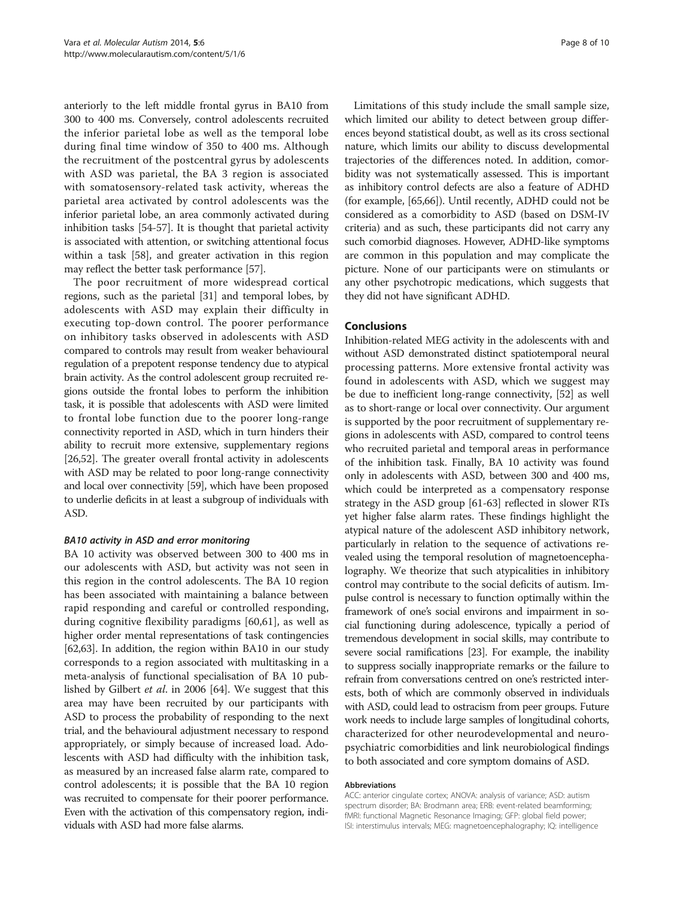anteriorly to the left middle frontal gyrus in BA10 from 300 to 400 ms. Conversely, control adolescents recruited the inferior parietal lobe as well as the temporal lobe during final time window of 350 to 400 ms. Although the recruitment of the postcentral gyrus by adolescents with ASD was parietal, the BA 3 region is associated with somatosensory-related task activity, whereas the parietal area activated by control adolescents was the inferior parietal lobe, an area commonly activated during inhibition tasks [54-57]. It is thought that parietal activity is associated with attention, or switching attentional focus within a task [58], and greater activation in this region may reflect the better task performance [57].

The poor recruitment of more widespread cortical regions, such as the parietal [31] and temporal lobes, by adolescents with ASD may explain their difficulty in executing top-down control. The poorer performance on inhibitory tasks observed in adolescents with ASD compared to controls may result from weaker behavioural regulation of a prepotent response tendency due to atypical brain activity. As the control adolescent group recruited regions outside the frontal lobes to perform the inhibition task, it is possible that adolescents with ASD were limited to frontal lobe function due to the poorer long-range connectivity reported in ASD, which in turn hinders their ability to recruit more extensive, supplementary regions [26,52]. The greater overall frontal activity in adolescents with ASD may be related to poor long-range connectivity and local over connectivity [59], which have been proposed to underlie deficits in at least a subgroup of individuals with ASD.

#### *BA10 activity in ASD and error monitoring*

BA 10 activity was observed between 300 to 400 ms in our adolescents with ASD, but activity was not seen in this region in the control adolescents. The BA 10 region has been associated with maintaining a balance between rapid responding and careful or controlled responding, during cognitive flexibility paradigms [60,61], as well as higher order mental representations of task contingencies [62,63]. In addition, the region within BA10 in our study corresponds to a region associated with multitasking in a meta-analysis of functional specialisation of BA 10 published by Gilbert *et al*. in 2006 [64]. We suggest that this area may have been recruited by our participants with ASD to process the probability of responding to the next trial, and the behavioural adjustment necessary to respond appropriately, or simply because of increased load. Adolescents with ASD had difficulty with the inhibition task, as measured by an increased false alarm rate, compared to control adolescents; it is possible that the BA 10 region was recruited to compensate for their poorer performance. Even with the activation of this compensatory region, individuals with ASD had more false alarms.

Limitations of this study include the small sample size, which limited our ability to detect between group differences beyond statistical doubt, as well as its cross sectional nature, which limits our ability to discuss developmental trajectories of the differences noted. In addition, comorbidity was not systematically assessed. This is important as inhibitory control defects are also a feature of ADHD (for example, [65,66]). Until recently, ADHD could not be considered as a comorbidity to ASD (based on DSM-IV criteria) and as such, these participants did not carry any such comorbid diagnoses. However, ADHD-like symptoms are common in this population and may complicate the picture. None of our participants were on stimulants or any other psychotropic medications, which suggests that they did not have significant ADHD.

## Conclusions

Inhibition-related MEG activity in the adolescents with and without ASD demonstrated distinct spatiotemporal neural processing patterns. More extensive frontal activity was found in adolescents with ASD, which we suggest may be due to inefficient long-range connectivity, [52] as well as to short-range or local over connectivity. Our argument is supported by the poor recruitment of supplementary regions in adolescents with ASD, compared to control teens who recruited parietal and temporal areas in performance of the inhibition task. Finally, BA 10 activity was found only in adolescents with ASD, between 300 and 400 ms, which could be interpreted as a compensatory response strategy in the ASD group [61-63] reflected in slower RTs yet higher false alarm rates. These findings highlight the atypical nature of the adolescent ASD inhibitory network, particularly in relation to the sequence of activations revealed using the temporal resolution of magnetoencephalography. We theorize that such atypicalities in inhibitory control may contribute to the social deficits of autism. Impulse control is necessary to function optimally within the framework of one's social environs and impairment in social functioning during adolescence, typically a period of tremendous development in social skills, may contribute to severe social ramifications [23]. For example, the inability to suppress socially inappropriate remarks or the failure to refrain from conversations centred on one's restricted interests, both of which are commonly observed in individuals with ASD, could lead to ostracism from peer groups. Future work needs to include large samples of longitudinal cohorts, characterized for other neurodevelopmental and neuropsychiatric comorbidities and link neurobiological findings to both associated and core symptom domains of ASD.

#### Abbreviations

ACC: anterior cingulate cortex; ANOVA: analysis of variance; ASD: autism spectrum disorder; BA: Brodmann area; ERB: event-related beamforming; fMRI: functional Magnetic Resonance Imaging; GFP: global field power; ISI: interstimulus intervals; MEG: magnetoencephalography; IQ: intelligence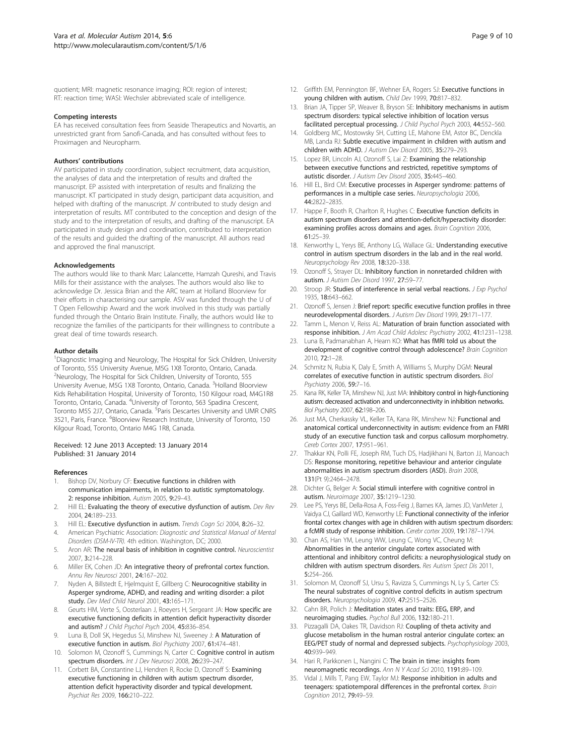quotient; MRI: magnetic resonance imaging; ROI: region of interest; RT: reaction time; WASI: Wechsler abbreviated scale of intelligence.

#### Competing interests

EA has received consultation fees from Seaside Therapeutics and Novartis, an unrestricted grant from Sanofi-Canada, and has consulted without fees to Proximagen and Neuropharm.

#### Authors' contributions

AV participated in study coordination, subject recruitment, data acquisition, the analyses of data and the interpretation of results and drafted the manuscript. EP assisted with interpretation of results and finalizing the manuscript. KT participated in study design, participant data acquisition, and helped with drafting of the manuscript. JV contributed to study design and interpretation of results. MT contributed to the conception and design of the study and to the interpretation of results, and drafting of the manuscript. EA participated in study design and coordination, contributed to interpretation of the results and guided the drafting of the manuscript. All authors read and approved the final manuscript.

#### Acknowledgements

The authors would like to thank Marc Lalancette, Hamzah Qureshi, and Travis Mills for their assistance with the analyses. The authors would also like to acknowledge Dr. Jessica Brian and the ARC team at Holland Bloorview for their efforts in characterising our sample. ASV was funded through the U of T Open Fellowship Award and the work involved in this study was partially funded through the Ontario Brain Institute. Finally, the authors would like to recognize the families of the participants for their willingness to contribute a great deal of time towards research.

#### Author details

[1]Diagnostic Imaging and Neurology, The Hospital for Sick Children, University of Toronto, 555 University Avenue, M5G 1X8 Toronto, Ontario, Canada. [2]Neurology, The Hospital for Sick Children, University of Toronto, 555 University Avenue, M5G 1X8 Toronto, Ontario, Canada. [3]Holland Bloorview Kids Rehabilitation Hospital, University of Toronto, 150 Kilgour road, M4G1R8 Toronto, Ontario, Canada. [4]University of Toronto, 563 Spadina Crescent, Toronto M5S 2J7, Ontario, Canada. [5]Paris Descartes University and UMR CNRS 3521, Paris, France. [6]Bloorview Research Institute, University of Toronto, 150 Kilgour Road, Toronto, Ontario M4G 1R8, Canada.

Received: 12 June 2013 Accepted: 13 January 2014
Published: 31 January 2014

#### References

1. Bishop DV, Norbury CF: **Executive functions in children with communication impairments, in relation to autistic symptomatology. 2: response inhibition.** *Autism* 2005, **9:**29–43.
2. Hill EL: **Evaluating the theory of executive dysfunction of autism.** *Dev Rev* 2004, **24:**189–233.
3. Hill EL: **Executive dysfunction in autism.** *Trends Cogn Sci* 2004, **8:**26–32.
4. American Psychiatric Association: *Diagnostic and Statistical Manual of Mental Disorders (DSM-IV-TR).* 4th edition. Washington, DC; 2000.
5. Aron AR: **The neural basis of inhibition in cognitive control.** *Neuroscientist* 2007, **3:**214–228.
6. Miller EK, Cohen JD: **An integrative theory of prefrontal cortex function.** *Annu Rev Neurosci* 2001, **24:**167–202.
7. Nyden A, Billstedt E, Hjelmquist E, Gillberg C: **Neurocognitive stability in Asperger syndrome, ADHD, and reading and writing disorder: a pilot study.** *Dev Med Child Neurol* 2001, **43:**165–171.
8. Geurts HM, Verte S, Oosterlaan J, Roeyers H, Sergeant JA: **How specific are executive functioning deficits in attention deficit hyperactivity disorder and autism?** *J Child Psychol Psych* 2004, **45:**836–854.
9. Luna B, Doll SK, Hegedus SJ, Minshew NJ, Sweeney J: **A Maturation of executive function in autism.** *Biol Psychiatry* 2007, **61:**474–481.
10. Solomon M, Ozonoff S, Cummings N, Carter C: **Cognitive control in autism spectrum disorders.** *Int J Dev Neurosci* 2008, **26:**239–247.
11. Corbett BA, Constantine LJ, Hendren R, Rocke D, Ozonoff S: **Examining executive functioning in children with autism spectrum disorder, attention deficit hyperactivity disorder and typical development.** *Psychiat Res* 2009, **166:**210–222.
12. Griffith EM, Pennington BF, Wehner EA, Rogers SJ: **Executive functions in young children with autism.** *Child Dev* 1999, **70:**817–832.
13. Brian JA, Tipper SP, Weaver B, Bryson SE: **Inhibitory mechanisms in autism spectrum disorders: typical selective inhibition of location versus facilitated perceptual processing.** *J Child Psychol Psych* 2003, **44:**552–560.
14. Goldberg MC, Mostowsky SH, Cutting LE, Mahone EM, Astor BC, Denckla MB, Landa RJ: **Subtle executive impairment in children with autism and children with ADHD.** *J Autism Dev Disord* 2005, **35:**279–293.
15. Lopez BR, Lincoln AJ, Ozonoff S, Lai Z: **Examining the relationship between executive functions and restricted, repetitive symptoms of autistic disorder.** *J Autism Dev Disord* 2005, **35:**445–460.
16. Hill EL, Bird CM: **Executive processes in Asperger syndrome: patterns of performances in a multiple case series.** *Neuropsychologia* 2006, **44:**2822–2835.
17. Happe F, Booth R, Charlton R, Hughes C: **Executive function deficits in autism spectrum disorders and attention-deficit/hyperactivity disorder: examining profiles across domains and ages.** *Brain Cognition* 2006, **61:**25–39.
18. Kenworthy L, Yerys BE, Anthony LG, Wallace GL: **Understanding executive control in autism spectrum disorders in the lab and in the real world.** *Neuropsychology Rev* 2008, **18:**320–338.
19. Ozonoff S, Strayer DL: **Inhibitory function in nonretarded children with autism.** *J Autism Dev Disord* 1997, **27:**59–77.
20. Stroop JR: **Studies of interference in serial verbal reactions.** *J Exp Psychol* 1935, **18:**643–662.
21. Ozonoff S, Jensen J: **Brief report: specific executive function profiles in three neurodevelopmental disorders.** *J Autism Dev Disord* 1999, **29:**171–177.
22. Tamm L, Menon V, Reiss AL: **Maturation of brain function associated with response inhibition.** *J Am Acad Child Adolesc Psychiatry* 2002, **41:**1231–1238.
23. Luna B, Padmanabhan A, Hearn KO: **What has fMRI told us about the development of cognitive control through adolescence?** *Brain Cognition* 2010, **72:**1–28.
24. Schmitz N, Rubia K, Daly E, Smith A, Williams S, Murphy DGM: **Neural correlates of executive function in autistic spectrum disorders.** *Biol Psychiatry* 2006, **59:**7–16.
25. Kana RK, Keller TA, Minshew NJ, Just MA: **Inhibitory control in high-functioning autism: decreased activation and underconnectivity in inhibition networks.** *Biol Psychiatry* 2007, **62:**198–206.
26. Just MA, Cherkassky VL, Keller TA, Kana RK, Minshew NJ: **Functional and anatomical cortical underconnectivity in autism: evidence from an FMRI study of an executive function task and corpus callosum morphometry.** *Cereb Cortex* 2007, **17:**951–961.
27. Thakkar KN, Polli FE, Joseph RM, Tuch DS, Hadjikhani N, Barton JJ, Manoach DS: **Response monitoring, repetitive behaviour and anterior cingulate abnormalities in autism spectrum disorders (ASD).** *Brain* 2008, **131**(Pt 9):2464–2478.
28. Dichter G, Belger A: **Social stimuli interfere with cognitive control in autism.** *Neuroimage* 2007, **35:**1219–1230.
29. Lee PS, Yerys BE, Della-Rosa A, Foss-Feig J, Barnes KA, James JD, VanMeter J, Vaidya CJ, Gaillard WD, Kenworthy LE: **Functional connectivity of the inferior frontal cortex changes with age in children with autism spectrum disorders: a fcMRI study of response inhibition.** *Cerebr cortex* 2009, **19:**1787–1794.
30. Chan AS, Han YM, Leung WW, Leung C, Wong VC, Cheung M: **Abnormalities in the anterior cingulate cortex associated with attentional and inhibitory control deficits: a neurophysiological study on children with autism spectrum disorders.** *Res Autism Spect Dis* 2011, **5:**254–266.
31. Solomon M, Ozonoff SJ, Ursu S, Ravizza S, Cummings N, Ly S, Carter CS: **The neural substrates of cognitive control deficits in autism spectrum disorders.** *Neuropsychologia* 2009, **47:**2515–2526.
32. Cahn BR, Polich J: **Meditation states and traits: EEG, ERP, and neuroimaging studies.** *Psychol Bull* 2006, **132:**180–211.
33. Pizzagalli DA, Oakes TR, Davidson RJ: **Coupling of theta activity and glucose metabolism in the human rostral anterior cingulate cortex: an EEG/PET study of normal and depressed subjects.** *Psychophysiology* 2003, **40:**939–949.
34. Hari R, Parkkonen L, Nangini C: **The brain in time: insights from neuromagnetic recordings.** *Ann N Y Acad Sci* 2010, **1191:**89–109.
35. Vidal J, Mills T, Pang EW, Taylor MJ: **Response inhibition in adults and teenagers: spatiotemporal differences in the prefrontal cortex.** *Brain Cognition* 2012, **79:**49–59.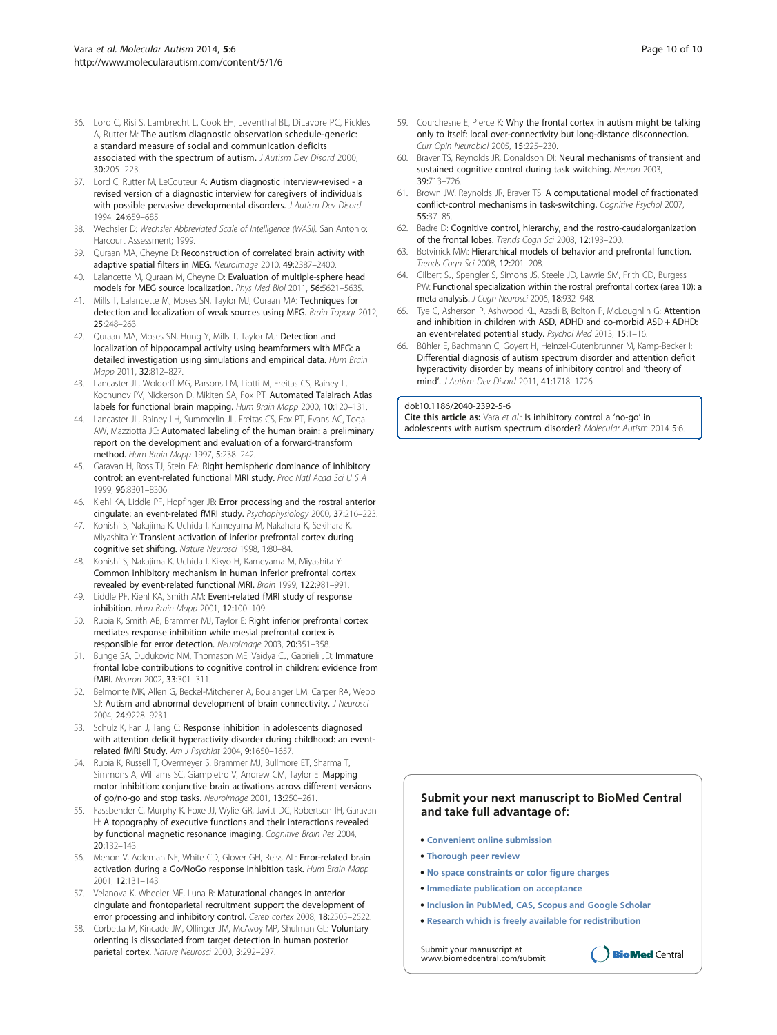36. Lord C, Risi S, Lambrecht L, Cook EH, Leventhal BL, DiLavore PC, Pickles A, Rutter M: **The autism diagnostic observation schedule-generic: a standard measure of social and communication deficits associated with the spectrum of autism.** *J Autism Dev Disord* 2000, **30:**205–223.
37. Lord C, Rutter M, LeCouteur A: **Autism diagnostic interview-revised - a revised version of a diagnostic interview for caregivers of individuals with possible pervasive developmental disorders.** *J Autism Dev Disord* 1994, **24:**659–685.
38. Wechsler D: *Wechsler Abbreviated Scale of Intelligence (WASI).* San Antonio: Harcourt Assessment; 1999.
39. Quraan MA, Cheyne D: **Reconstruction of correlated brain activity with adaptive spatial filters in MEG.** *Neuroimage* 2010, **49:**2387–2400.
40. Lalancette M, Quraan M, Cheyne D: **Evaluation of multiple-sphere head models for MEG source localization.** *Phys Med Biol* 2011, **56:**5621–5635.
41. Mills T, Lalancette M, Moses SN, Taylor MJ, Quraan MA: **Techniques for detection and localization of weak sources using MEG.** *Brain Topogr* 2012, **25:**248–263.
42. Quraan MA, Moses SN, Hung Y, Mills T, Taylor MJ: **Detection and localization of hippocampal activity using beamformers with MEG: a detailed investigation using simulations and empirical data.** *Hum Brain Mapp* 2011, **32:**812–827.
43. Lancaster JL, Woldorff MG, Parsons LM, Liotti M, Freitas CS, Rainey L, Kochunov PV, Nickerson D, Mikiten SA, Fox PT: **Automated Talairach Atlas labels for functional brain mapping.** *Hum Brain Mapp* 2000, **10:**120–131.
44. Lancaster JL, Rainey LH, Summerlin JL, Freitas CS, Fox PT, Evans AC, Toga AW, Mazziotta JC: **Automated labeling of the human brain: a preliminary report on the development and evaluation of a forward-transform method.** *Hum Brain Mapp* 1997, **5:**238–242.
45. Garavan H, Ross TJ, Stein EA: **Right hemispheric dominance of inhibitory control: an event-related functional MRI study.** *Proc Natl Acad Sci U S A* 1999, **96:**8301–8306.
46. Kiehl KA, Liddle PF, Hopfinger JB: **Error processing and the rostral anterior cingulate: an event-related fMRI study.** *Psychophysiology* 2000, **37:**216–223.
47. Konishi S, Nakajima K, Uchida I, Kameyama M, Nakahara K, Sekihara K, Miyashita Y: **Transient activation of inferior prefrontal cortex during cognitive set shifting.** *Nature Neurosci* 1998, **1:**80–84.
48. Konishi S, Nakajima K, Uchida I, Kikyo H, Kameyama M, Miyashita Y: **Common inhibitory mechanism in human inferior prefrontal cortex revealed by event-related functional MRI.** *Brain* 1999, **122:**981–991.
49. Liddle PF, Kiehl KA, Smith AM: **Event-related fMRI study of response inhibition.** *Hum Brain Mapp* 2001, **12:**100–109.
50. Rubia K, Smith AB, Brammer MJ, Taylor E: **Right inferior prefrontal cortex mediates response inhibition while mesial prefrontal cortex is responsible for error detection.** *Neuroimage* 2003, **20:**351–358.
51. Bunge SA, Dudukovic NM, Thomason ME, Vaidya CJ, Gabrieli JD: **Immature frontal lobe contributions to cognitive control in children: evidence from fMRI.** *Neuron* 2002, **33:**301–311.
52. Belmonte MK, Allen G, Beckel-Mitchener A, Boulanger LM, Carper RA, Webb SJ: **Autism and abnormal development of brain connectivity.** *J Neurosci* 2004, **24:**9228–9231.
53. Schulz K, Fan J, Tang C: **Response inhibition in adolescents diagnosed with attention deficit hyperactivity disorder during childhood: an event-related fMRI Study.** *Am J Psychiat* 2004, **9:**1650–1657.
54. Rubia K, Russell T, Overmeyer S, Brammer MJ, Bullmore ET, Sharma T, Simmons A, Williams SC, Giampietro V, Andrew CM, Taylor E: **Mapping motor inhibition: conjunctive brain activations across different versions of go/no-go and stop tasks.** *Neuroimage* 2001, **13:**250–261.
55. Fassbender C, Murphy K, Foxe JJ, Wylie GR, Javitt DC, Robertson IH, Garavan H: **A topography of executive functions and their interactions revealed by functional magnetic resonance imaging.** *Cognitive Brain Res* 2004, **20:**132–143.
56. Menon V, Adleman NE, White CD, Glover GH, Reiss AL: **Error-related brain activation during a Go/NoGo response inhibition task.** *Hum Brain Mapp* 2001, **12:**131–143.
57. Velanova K, Wheeler ME, Luna B: **Maturational changes in anterior cingulate and frontoparietal recruitment support the development of error processing and inhibitory control.** *Cereb cortex* 2008, **18:**2505–2522.
58. Corbetta M, Kincade JM, Ollinger JM, McAvoy MP, Shulman GL: **Voluntary orienting is dissociated from target detection in human posterior parietal cortex.** *Nature Neurosci* 2000, **3:**292–297.
59. Courchesne E, Pierce K: **Why the frontal cortex in autism might be talking only to itself: local over-connectivity but long-distance disconnection.** *Curr Opin Neurobiol* 2005, **15:**225–230.
60. Braver TS, Reynolds JR, Donaldson DI: **Neural mechanisms of transient and sustained cognitive control during task switching.** *Neuron* 2003, **39:**713–726.
61. Brown JW, Reynolds JR, Braver TS: **A computational model of fractionated conflict-control mechanisms in task-switching.** *Cognitive Psychol* 2007, **55:**37–85.
62. Badre D: **Cognitive control, hierarchy, and the rostro-caudalorganization of the frontal lobes.** *Trends Cogn Sci* 2008, **12:**193–200.
63. Botvinick MM: **Hierarchical models of behavior and prefrontal function.** *Trends Cogn Sci* 2008, **12:**201–208.
64. Gilbert SJ, Spengler S, Simons JS, Steele JD, Lawrie SM, Frith CD, Burgess PW: **Functional specialization within the rostral prefrontal cortex (area 10): a meta analysis.** *J Cogn Neurosci* 2006, **18:**932–948.
65. Tye C, Asherson P, Ashwood KL, Azadi B, Bolton P, McLoughlin G: **Attention and inhibition in children with ASD, ADHD and co-morbid ASD + ADHD: an event-related potential study.** *Psychol Med* 2013, **15:**1–16.
66. Bühler E, Bachmann C, Goyert H, Heinzel-Gutenbrunner M, Kamp-Becker I: **Differential diagnosis of autism spectrum disorder and attention deficit hyperactivity disorder by means of inhibitory control and 'theory of mind'.** *J Autism Dev Disord* 2011, **41:**1718–1726.

doi:10.1186/2040-2392-5-6
**Cite this article as:** Vara *et al.*: Is inhibitory control a 'no-go' in adolescents with autism spectrum disorder? *Molecular Autism* 2014 **5**:6.

**Submit your next manuscript to BioMed Central and take full advantage of:**

- **Convenient online submission**
- **Thorough peer review**
- **No space constraints or color figure charges**
- **Immediate publication on acceptance**
- **Inclusion in PubMed, CAS, Scopus and Google Scholar**
- **Research which is freely available for redistribution**

Submit your manuscript at
www.biomedcentral.com/submit

BioMed Central